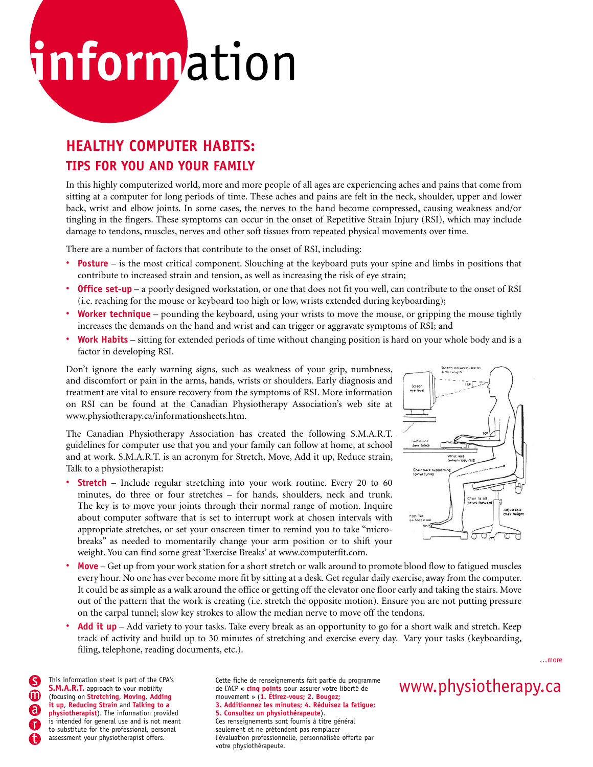# information

## HEALTHY COMPUTER HABITS:

### TIPS FOR YOU AND YOUR FAMILY

In this highly computerized world, more and more people of all ages are experiencing aches and pains that come from sitting at a computer for long periods of time. These aches and pains are felt in the neck, shoulder, upper and lower back, wrist and elbow joints. In some cases, the nerves to the hand become compressed, causing weakness and/or tingling in the fingers. These symptoms can occur in the onset of Repetitive Strain Injury (RSI), which may include damage to tendons, muscles, nerves and other soft tissues from repeated physical movements over time.

There are a number of factors that contribute to the onset of RSI, including:

- **Posture** – is the most critical component. Slouching at the keyboard puts your spine and limbs in positions that contribute to increased strain and tension, as well as increasing the risk of eye strain;
- **Office set-up** – a poorly designed workstation, or one that does not fit you well, can contribute to the onset of RSI (i.e. reaching for the mouse or keyboard too high or low, wrists extended during keyboarding);
- **Worker technique** – pounding the keyboard, using your wrists to move the mouse, or gripping the mouse tightly increases the demands on the hand and wrist and can trigger or aggravate symptoms of RSI; and
- **Work Habits** – sitting for extended periods of time without changing position is hard on your whole body and is a factor in developing RSI.

Don't ignore the early warning signs, such as weakness of your grip, numbness, and discomfort or pain in the arms, hands, wrists or shoulders. Early diagnosis and treatment are vital to ensure recovery from the symptoms of RSI. More information on RSI can be found at the Canadian Physiotherapy Association's web site at www.physiotherapy.ca/informationsheets.htm.

The Canadian Physiotherapy Association has created the following S.M.A.R.T. guidelines for computer use that you and your family can follow at home, at school and at work. S.M.A.R.T. is an acronym for Stretch, Move, Add it up, Reduce strain, Talk to a physiotherapist:

- **Stretch** – Include regular stretching into your work routine. Every 20 to 60 minutes, do three or four stretches – for hands, shoulders, neck and trunk. The key is to move your joints through their normal range of motion. Inquire about computer software that is set to interrupt work at chosen intervals with appropriate stretches, or set your onscreen timer to remind you to take "micro-breaks" as needed to momentarily change your arm position or to shift your weight. You can find some great 'Exercise Breaks' at www.computerfit.com.
- **Move** – Get up from your work station for a short stretch or walk around to promote blood flow to fatigued muscles every hour. No one has ever become more fit by sitting at a desk. Get regular daily exercise, away from the computer. It could be as simple as a walk around the office or getting off the elevator one floor early and taking the stairs. Move out of the pattern that the work is creating (i.e. stretch the opposite motion). Ensure you are not putting pressure on the carpal tunnel; slow key strokes to allow the median nerve to move off the tendons.
- **Add it up** – Add variety to your tasks. Take every break as an opportunity to go for a short walk and stretch. Keep track of activity and build up to 30 minutes of stretching and exercise every day. Vary your tasks (keyboarding, filing, telephone, reading documents, etc.).

…more

This information sheet is part of the CPA's **S.M.A.R.T.** approach to your mobility (focusing on **Stretching**, **Moving**, **Adding it up**, **Reducing Strain** and **Talking to a physiotherapist**). The information provided is intended for general use and is not meant to substitute for the professional, personal assessment your physiotherapist offers.

Cette fiche de renseignements fait partie du programme de l'ACP « **cinq points** pour assurer votre liberté de mouvement » (**1. Étirez-vous; 2. Bougez; 3. Additionnez les minutes; 4. Réduisez la fatigue; 5. Consultez un physiothérapeute**). Ces renseignements sont fournis à titre général seulement et ne prétendent pas remplacer l'évaluation professionnelle, personnalisée offerte par votre physiothérapeute.

www.physiotherapy.ca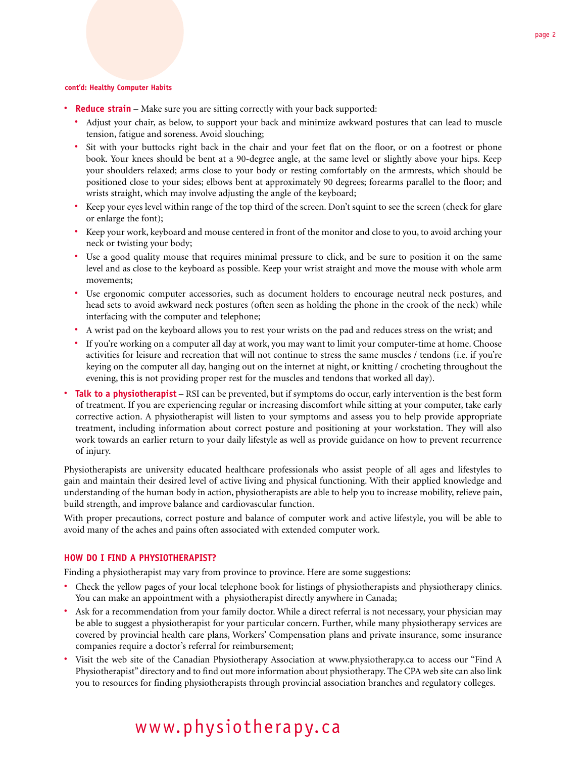cont'd: Healthy Computer Habits

- **Reduce strain** – Make sure you are sitting correctly with your back supported:
  - Adjust your chair, as below, to support your back and minimize awkward postures that can lead to muscle tension, fatigue and soreness. Avoid slouching;
  - Sit with your buttocks right back in the chair and your feet flat on the floor, or on a footrest or phone book. Your knees should be bent at a 90-degree angle, at the same level or slightly above your hips. Keep your shoulders relaxed; arms close to your body or resting comfortably on the armrests, which should be positioned close to your sides; elbows bent at approximately 90 degrees; forearms parallel to the floor; and wrists straight, which may involve adjusting the angle of the keyboard;
  - Keep your eyes level within range of the top third of the screen. Don't squint to see the screen (check for glare or enlarge the font);
  - Keep your work, keyboard and mouse centered in front of the monitor and close to you, to avoid arching your neck or twisting your body;
  - Use a good quality mouse that requires minimal pressure to click, and be sure to position it on the same level and as close to the keyboard as possible. Keep your wrist straight and move the mouse with whole arm movements;
  - Use ergonomic computer accessories, such as document holders to encourage neutral neck postures, and head sets to avoid awkward neck postures (often seen as holding the phone in the crook of the neck) while interfacing with the computer and telephone;
  - A wrist pad on the keyboard allows you to rest your wrists on the pad and reduces stress on the wrist; and
  - If you're working on a computer all day at work, you may want to limit your computer-time at home. Choose activities for leisure and recreation that will not continue to stress the same muscles / tendons (i.e. if you're keying on the computer all day, hanging out on the internet at night, or knitting / crocheting throughout the evening, this is not providing proper rest for the muscles and tendons that worked all day).
- **Talk to a physiotherapist** – RSI can be prevented, but if symptoms do occur, early intervention is the best form of treatment. If you are experiencing regular or increasing discomfort while sitting at your computer, take early corrective action. A physiotherapist will listen to your symptoms and assess you to help provide appropriate treatment, including information about correct posture and positioning at your workstation. They will also work towards an earlier return to your daily lifestyle as well as provide guidance on how to prevent recurrence of injury.

Physiotherapists are university educated healthcare professionals who assist people of all ages and lifestyles to gain and maintain their desired level of active living and physical functioning. With their applied knowledge and understanding of the human body in action, physiotherapists are able to help you to increase mobility, relieve pain, build strength, and improve balance and cardiovascular function.

With proper precautions, correct posture and balance of computer work and active lifestyle, you will be able to avoid many of the aches and pains often associated with extended computer work.

## HOW DO I FIND A PHYSIOTHERAPIST?

Finding a physiotherapist may vary from province to province. Here are some suggestions:

- Check the yellow pages of your local telephone book for listings of physiotherapists and physiotherapy clinics. You can make an appointment with a physiotherapist directly anywhere in Canada;
- Ask for a recommendation from your family doctor. While a direct referral is not necessary, your physician may be able to suggest a physiotherapist for your particular concern. Further, while many physiotherapy services are covered by provincial health care plans, Workers' Compensation plans and private insurance, some insurance companies require a doctor's referral for reimbursement;
- Visit the web site of the Canadian Physiotherapy Association at www.physiotherapy.ca to access our "Find A Physiotherapist" directory and to find out more information about physiotherapy. The CPA web site can also link you to resources for finding physiotherapists through provincial association branches and regulatory colleges.

www.physiotherapy.ca